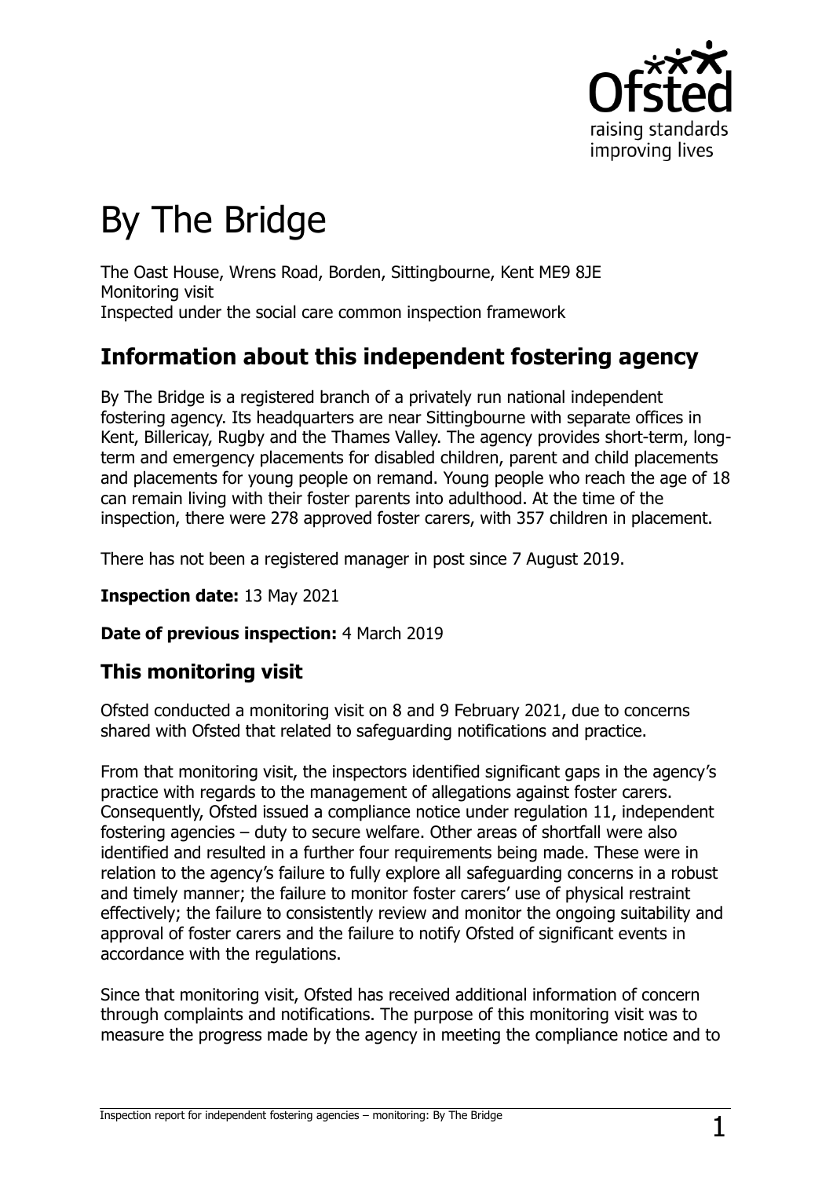# By The Bridge

The Oast House, Wrens Road, Borden, Sittingbourne, Kent ME9 8JE
Monitoring visit
Inspected under the social care common inspection framework

## Information about this independent fostering agency

By The Bridge is a registered branch of a privately run national independent fostering agency. Its headquarters are near Sittingbourne with separate offices in Kent, Billericay, Rugby and the Thames Valley. The agency provides short-term, long-term and emergency placements for disabled children, parent and child placements and placements for young people on remand. Young people who reach the age of 18 can remain living with their foster parents into adulthood. At the time of the inspection, there were 278 approved foster carers, with 357 children in placement.

There has not been a registered manager in post since 7 August 2019.

**Inspection date:** 13 May 2021

**Date of previous inspection:** 4 March 2019

### This monitoring visit

Ofsted conducted a monitoring visit on 8 and 9 February 2021, due to concerns shared with Ofsted that related to safeguarding notifications and practice.

From that monitoring visit, the inspectors identified significant gaps in the agency's practice with regards to the management of allegations against foster carers. Consequently, Ofsted issued a compliance notice under regulation 11, independent fostering agencies – duty to secure welfare. Other areas of shortfall were also identified and resulted in a further four requirements being made. These were in relation to the agency's failure to fully explore all safeguarding concerns in a robust and timely manner; the failure to monitor foster carers' use of physical restraint effectively; the failure to consistently review and monitor the ongoing suitability and approval of foster carers and the failure to notify Ofsted of significant events in accordance with the regulations.

Since that monitoring visit, Ofsted has received additional information of concern through complaints and notifications. The purpose of this monitoring visit was to measure the progress made by the agency in meeting the compliance notice and to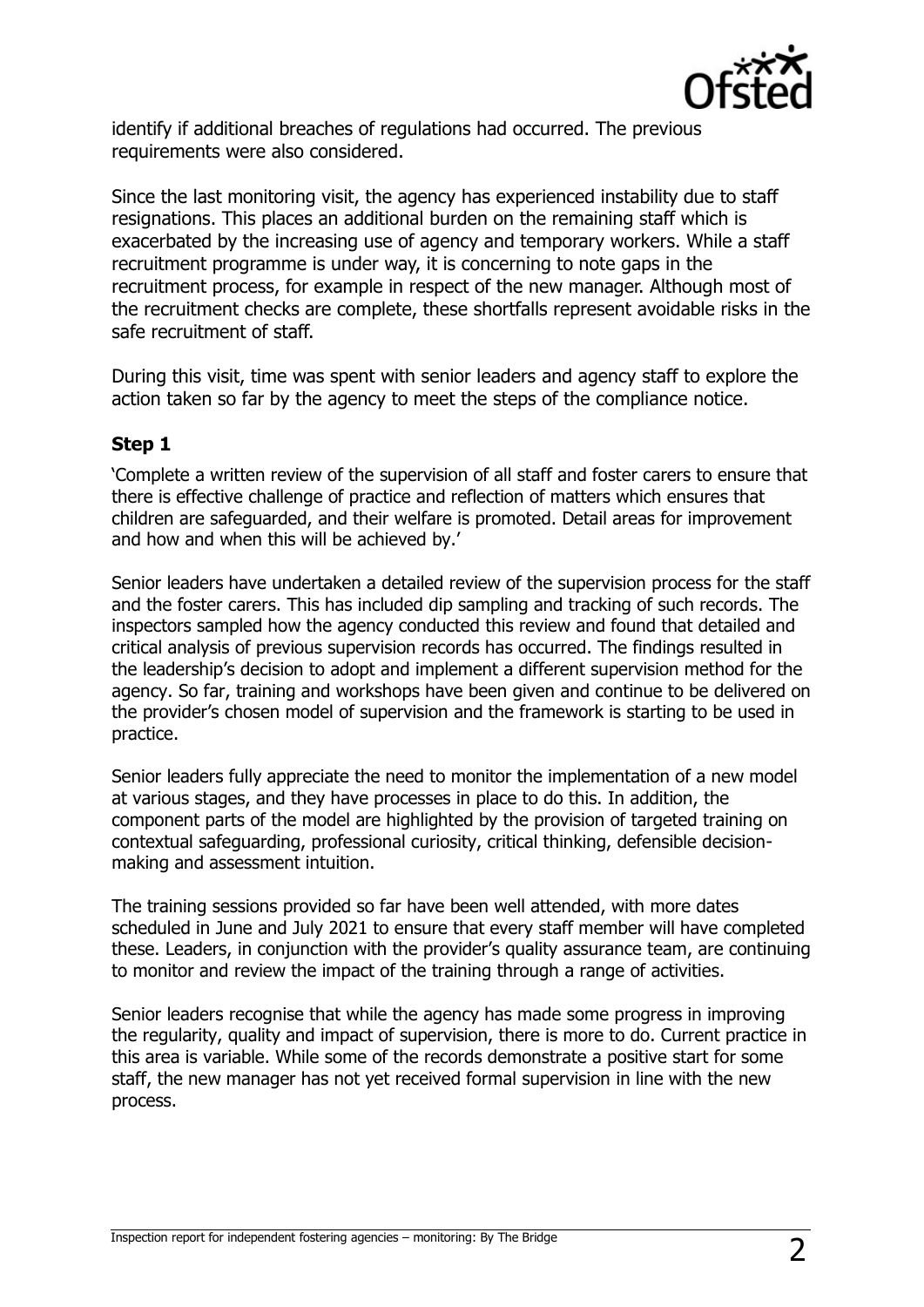identify if additional breaches of regulations had occurred. The previous requirements were also considered.

Since the last monitoring visit, the agency has experienced instability due to staff resignations. This places an additional burden on the remaining staff which is exacerbated by the increasing use of agency and temporary workers. While a staff recruitment programme is under way, it is concerning to note gaps in the recruitment process, for example in respect of the new manager. Although most of the recruitment checks are complete, these shortfalls represent avoidable risks in the safe recruitment of staff.

During this visit, time was spent with senior leaders and agency staff to explore the action taken so far by the agency to meet the steps of the compliance notice.

### Step 1

'Complete a written review of the supervision of all staff and foster carers to ensure that there is effective challenge of practice and reflection of matters which ensures that children are safeguarded, and their welfare is promoted. Detail areas for improvement and how and when this will be achieved by.'

Senior leaders have undertaken a detailed review of the supervision process for the staff and the foster carers. This has included dip sampling and tracking of such records. The inspectors sampled how the agency conducted this review and found that detailed and critical analysis of previous supervision records has occurred. The findings resulted in the leadership's decision to adopt and implement a different supervision method for the agency. So far, training and workshops have been given and continue to be delivered on the provider's chosen model of supervision and the framework is starting to be used in practice.

Senior leaders fully appreciate the need to monitor the implementation of a new model at various stages, and they have processes in place to do this. In addition, the component parts of the model are highlighted by the provision of targeted training on contextual safeguarding, professional curiosity, critical thinking, defensible decision-making and assessment intuition.

The training sessions provided so far have been well attended, with more dates scheduled in June and July 2021 to ensure that every staff member will have completed these. Leaders, in conjunction with the provider's quality assurance team, are continuing to monitor and review the impact of the training through a range of activities.

Senior leaders recognise that while the agency has made some progress in improving the regularity, quality and impact of supervision, there is more to do. Current practice in this area is variable. While some of the records demonstrate a positive start for some staff, the new manager has not yet received formal supervision in line with the new process.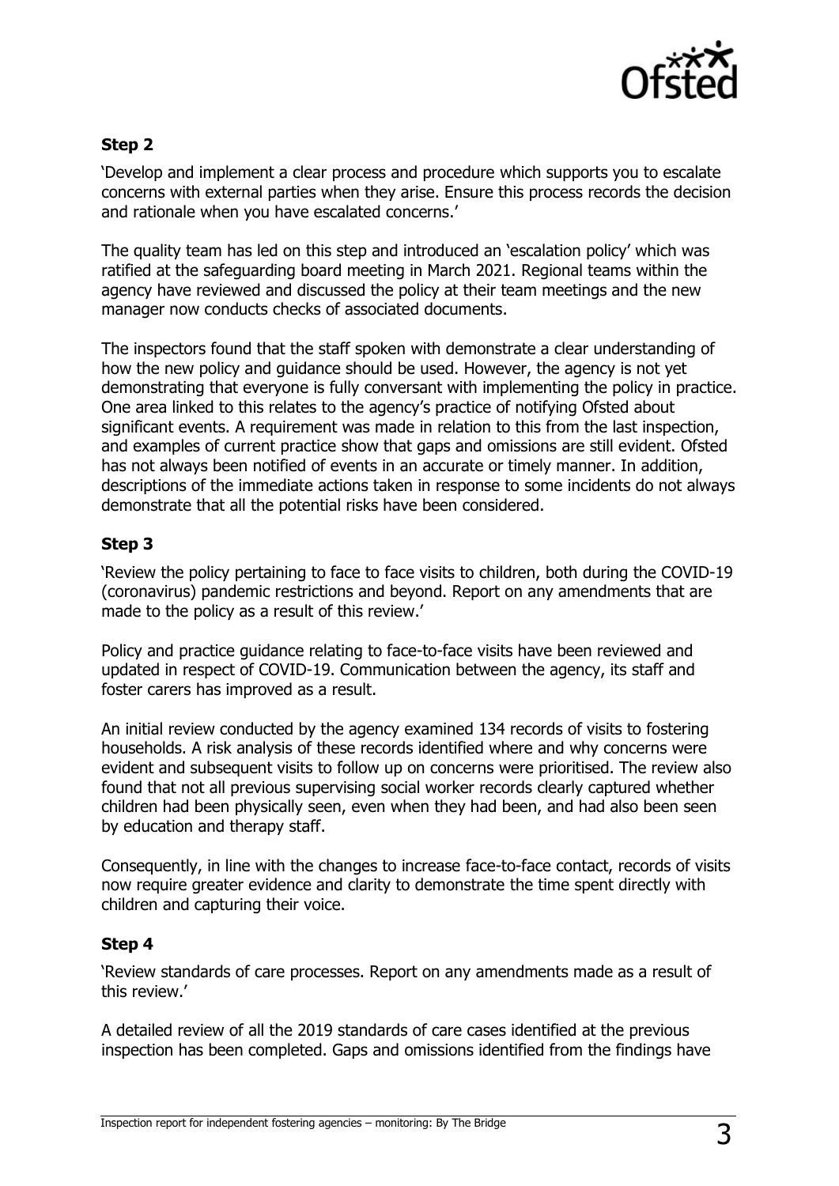**Step 2**

'Develop and implement a clear process and procedure which supports you to escalate concerns with external parties when they arise. Ensure this process records the decision and rationale when you have escalated concerns.'

The quality team has led on this step and introduced an 'escalation policy' which was ratified at the safeguarding board meeting in March 2021. Regional teams within the agency have reviewed and discussed the policy at their team meetings and the new manager now conducts checks of associated documents.

The inspectors found that the staff spoken with demonstrate a clear understanding of how the new policy and guidance should be used. However, the agency is not yet demonstrating that everyone is fully conversant with implementing the policy in practice. One area linked to this relates to the agency's practice of notifying Ofsted about significant events. A requirement was made in relation to this from the last inspection, and examples of current practice show that gaps and omissions are still evident. Ofsted has not always been notified of events in an accurate or timely manner. In addition, descriptions of the immediate actions taken in response to some incidents do not always demonstrate that all the potential risks have been considered.

**Step 3**

'Review the policy pertaining to face to face visits to children, both during the COVID-19 (coronavirus) pandemic restrictions and beyond. Report on any amendments that are made to the policy as a result of this review.'

Policy and practice guidance relating to face-to-face visits have been reviewed and updated in respect of COVID-19. Communication between the agency, its staff and foster carers has improved as a result.

An initial review conducted by the agency examined 134 records of visits to fostering households. A risk analysis of these records identified where and why concerns were evident and subsequent visits to follow up on concerns were prioritised. The review also found that not all previous supervising social worker records clearly captured whether children had been physically seen, even when they had been, and had also been seen by education and therapy staff.

Consequently, in line with the changes to increase face-to-face contact, records of visits now require greater evidence and clarity to demonstrate the time spent directly with children and capturing their voice.

**Step 4**

'Review standards of care processes. Report on any amendments made as a result of this review.'

A detailed review of all the 2019 standards of care cases identified at the previous inspection has been completed. Gaps and omissions identified from the findings have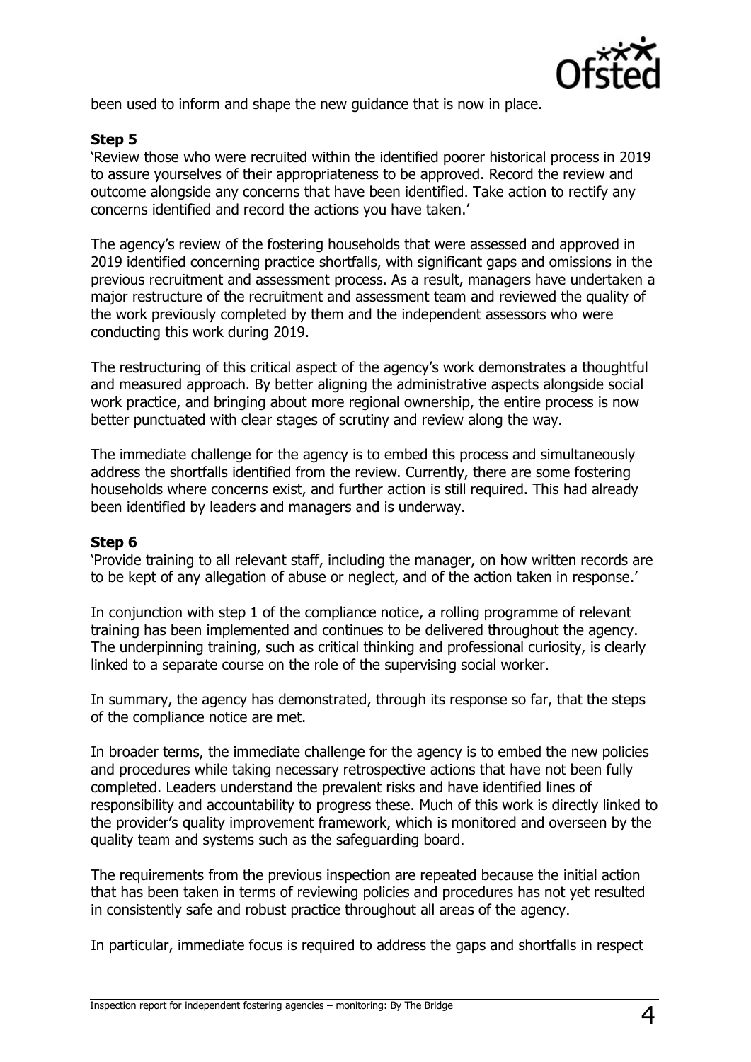been used to inform and shape the new guidance that is now in place.

**Step 5**

'Review those who were recruited within the identified poorer historical process in 2019 to assure yourselves of their appropriateness to be approved. Record the review and outcome alongside any concerns that have been identified. Take action to rectify any concerns identified and record the actions you have taken.'

The agency's review of the fostering households that were assessed and approved in 2019 identified concerning practice shortfalls, with significant gaps and omissions in the previous recruitment and assessment process. As a result, managers have undertaken a major restructure of the recruitment and assessment team and reviewed the quality of the work previously completed by them and the independent assessors who were conducting this work during 2019.

The restructuring of this critical aspect of the agency's work demonstrates a thoughtful and measured approach. By better aligning the administrative aspects alongside social work practice, and bringing about more regional ownership, the entire process is now better punctuated with clear stages of scrutiny and review along the way.

The immediate challenge for the agency is to embed this process and simultaneously address the shortfalls identified from the review. Currently, there are some fostering households where concerns exist, and further action is still required. This had already been identified by leaders and managers and is underway.

**Step 6**

'Provide training to all relevant staff, including the manager, on how written records are to be kept of any allegation of abuse or neglect, and of the action taken in response.'

In conjunction with step 1 of the compliance notice, a rolling programme of relevant training has been implemented and continues to be delivered throughout the agency. The underpinning training, such as critical thinking and professional curiosity, is clearly linked to a separate course on the role of the supervising social worker.

In summary, the agency has demonstrated, through its response so far, that the steps of the compliance notice are met.

In broader terms, the immediate challenge for the agency is to embed the new policies and procedures while taking necessary retrospective actions that have not been fully completed. Leaders understand the prevalent risks and have identified lines of responsibility and accountability to progress these. Much of this work is directly linked to the provider's quality improvement framework, which is monitored and overseen by the quality team and systems such as the safeguarding board.

The requirements from the previous inspection are repeated because the initial action that has been taken in terms of reviewing policies and procedures has not yet resulted in consistently safe and robust practice throughout all areas of the agency.

In particular, immediate focus is required to address the gaps and shortfalls in respect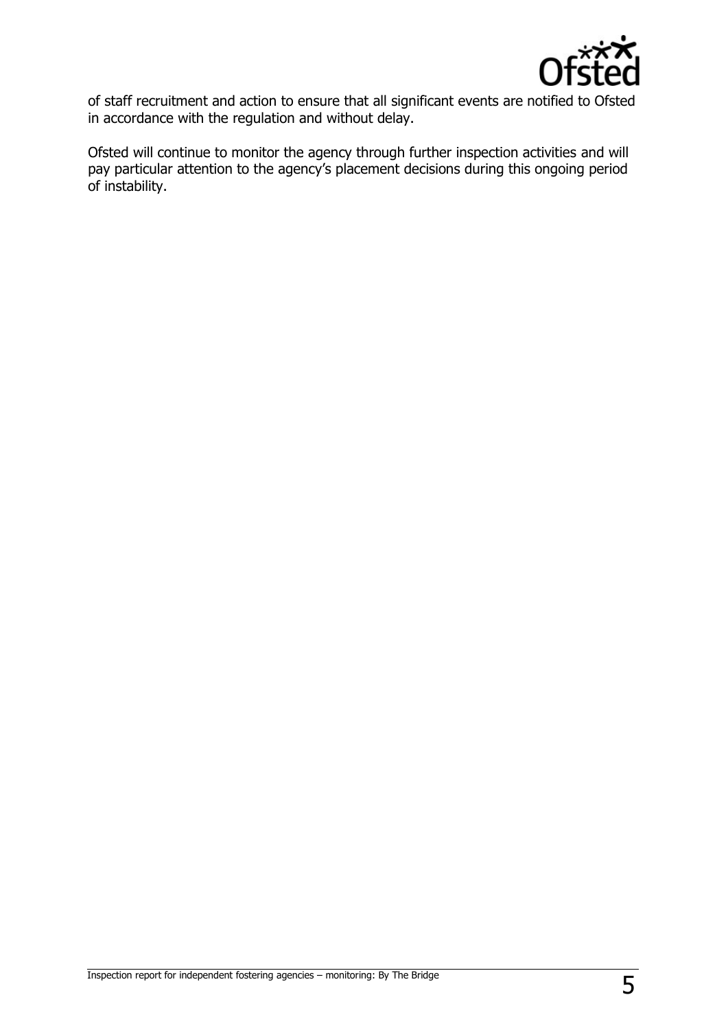of staff recruitment and action to ensure that all significant events are notified to Ofsted in accordance with the regulation and without delay.

Ofsted will continue to monitor the agency through further inspection activities and will pay particular attention to the agency's placement decisions during this ongoing period of instability.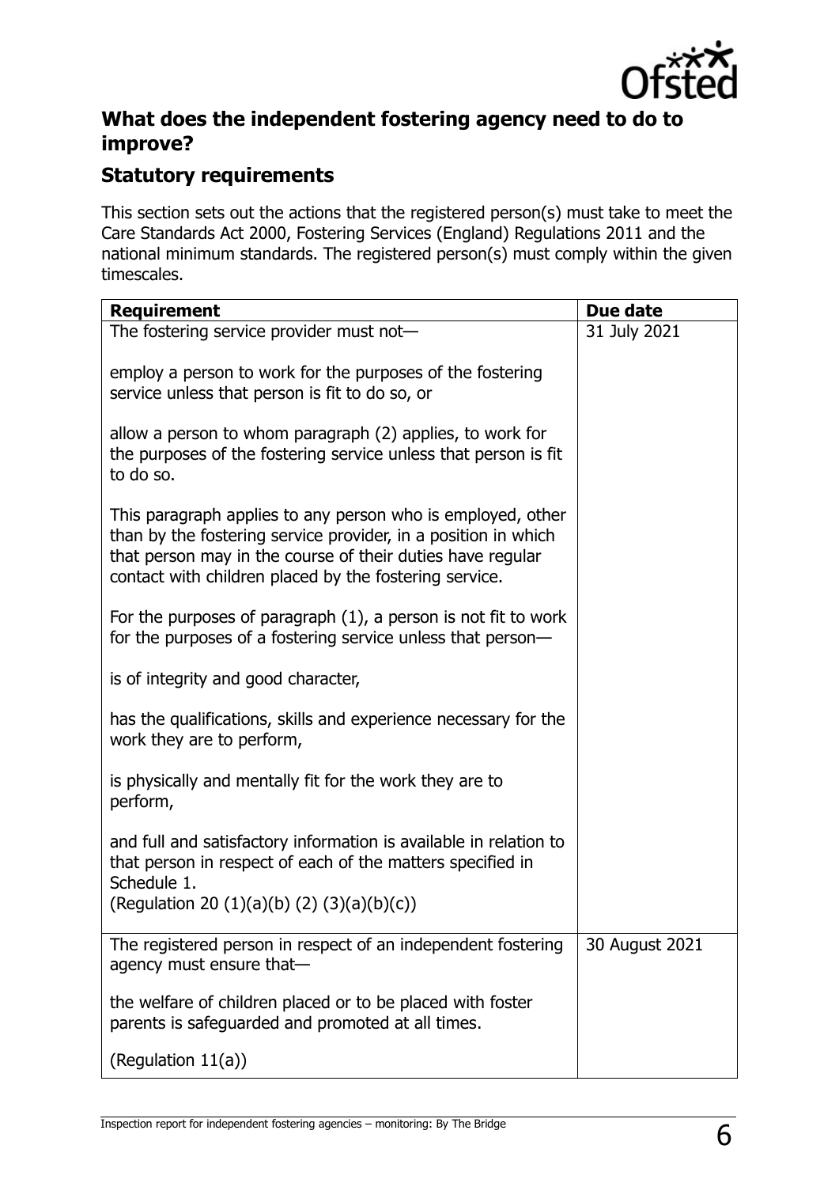## What does the independent fostering agency need to do to improve?

### Statutory requirements

This section sets out the actions that the registered person(s) must take to meet the Care Standards Act 2000, Fostering Services (England) Regulations 2011 and the national minimum standards. The registered person(s) must comply within the given timescales.

| Requirement | Due date |
| --- | --- |
| The fostering service provider must not—<br><br>employ a person to work for the purposes of the fostering service unless that person is fit to do so, or<br><br>allow a person to whom paragraph (2) applies, to work for the purposes of the fostering service unless that person is fit to do so.<br><br>This paragraph applies to any person who is employed, other than by the fostering service provider, in a position in which that person may in the course of their duties have regular contact with children placed by the fostering service.<br><br>For the purposes of paragraph (1), a person is not fit to work for the purposes of a fostering service unless that person—<br><br>is of integrity and good character,<br><br>has the qualifications, skills and experience necessary for the work they are to perform,<br><br>is physically and mentally fit for the work they are to perform,<br><br>and full and satisfactory information is available in relation to that person in respect of each of the matters specified in Schedule 1.<br>(Regulation 20 (1)(a)(b) (2) (3)(a)(b)(c)) | 31 July 2021 |
| The registered person in respect of an independent fostering agency must ensure that—<br><br>the welfare of children placed or to be placed with foster parents is safeguarded and promoted at all times.<br><br>(Regulation 11(a)) | 30 August 2021 |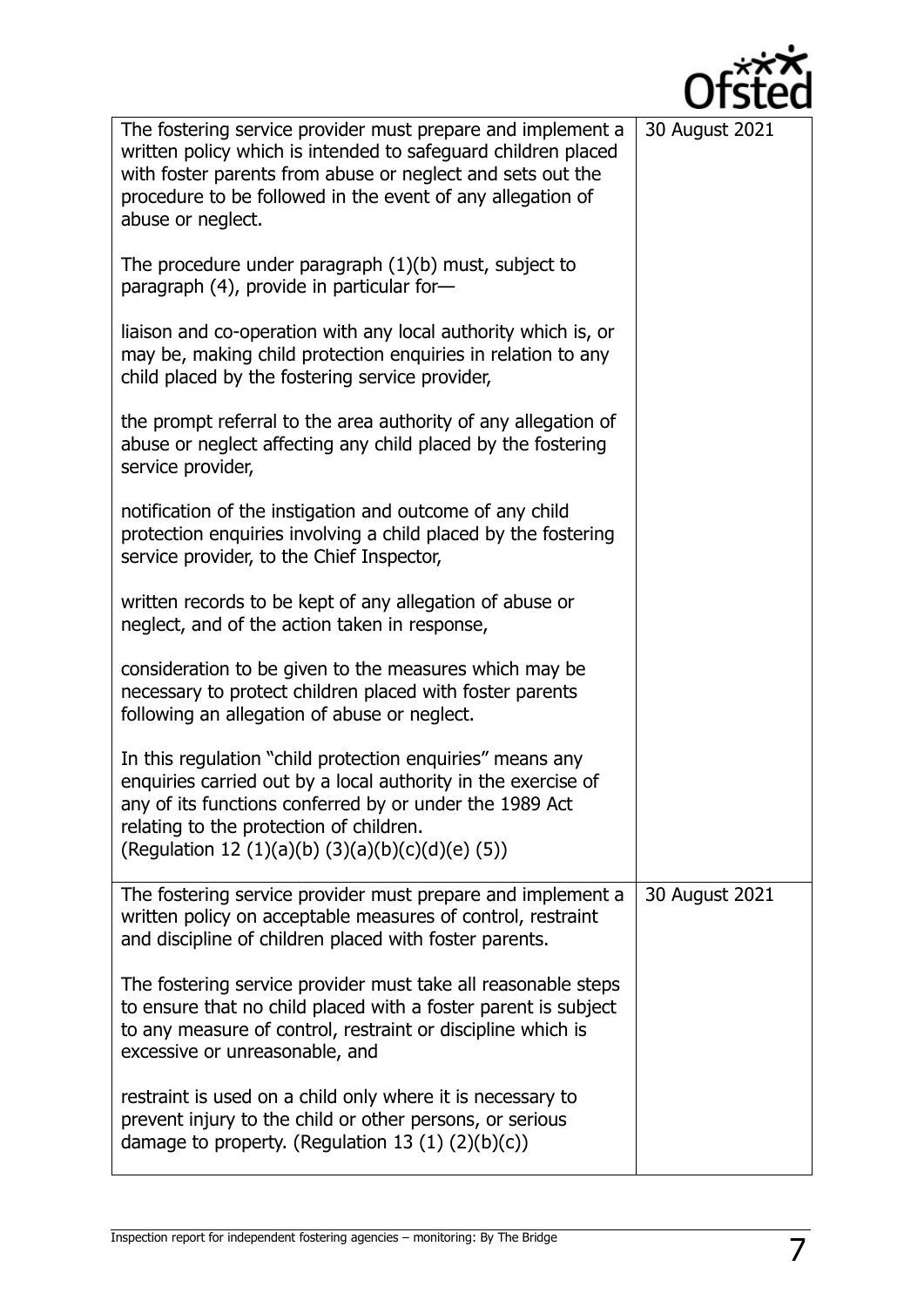| | |
|---|---|
| The fostering service provider must prepare and implement a written policy which is intended to safeguard children placed with foster parents from abuse or neglect and sets out the procedure to be followed in the event of any allegation of abuse or neglect.<br><br>The procedure under paragraph (1)(b) must, subject to paragraph (4), provide in particular for—<br><br>liaison and co-operation with any local authority which is, or may be, making child protection enquiries in relation to any child placed by the fostering service provider,<br><br>the prompt referral to the area authority of any allegation of abuse or neglect affecting any child placed by the fostering service provider,<br><br>notification of the instigation and outcome of any child protection enquiries involving a child placed by the fostering service provider, to the Chief Inspector,<br><br>written records to be kept of any allegation of abuse or neglect, and of the action taken in response,<br><br>consideration to be given to the measures which may be necessary to protect children placed with foster parents following an allegation of abuse or neglect.<br><br>In this regulation "child protection enquiries" means any enquiries carried out by a local authority in the exercise of any of its functions conferred by or under the 1989 Act relating to the protection of children.<br>(Regulation 12 (1)(a)(b) (3)(a)(b)(c)(d)(e) (5)) | 30 August 2021 |
| The fostering service provider must prepare and implement a written policy on acceptable measures of control, restraint and discipline of children placed with foster parents.<br><br>The fostering service provider must take all reasonable steps to ensure that no child placed with a foster parent is subject to any measure of control, restraint or discipline which is excessive or unreasonable, and<br><br>restraint is used on a child only where it is necessary to prevent injury to the child or other persons, or serious damage to property. (Regulation 13 (1) (2)(b)(c)) | 30 August 2021 |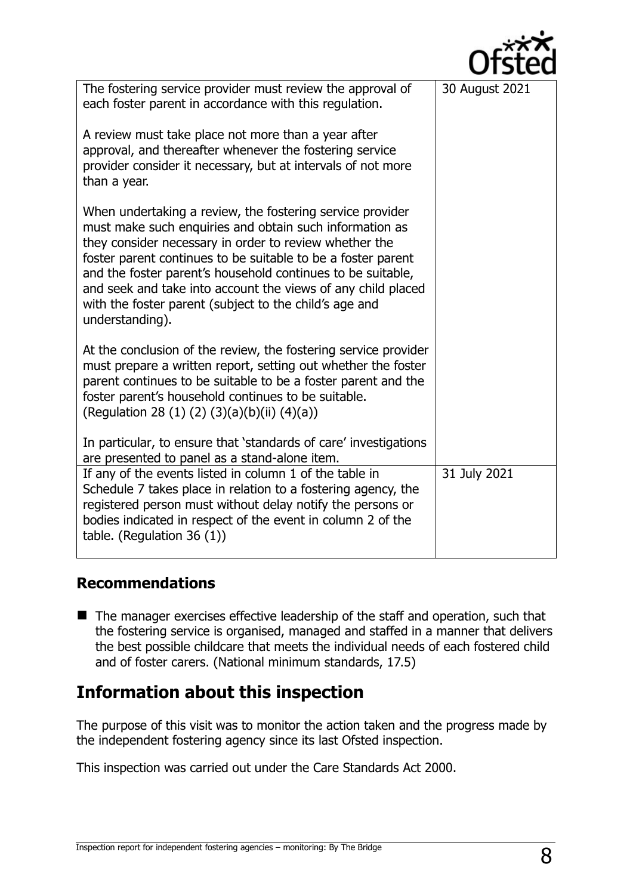| | |
|---|---|
| The fostering service provider must review the approval of each foster parent in accordance with this regulation.<br><br>A review must take place not more than a year after approval, and thereafter whenever the fostering service provider consider it necessary, but at intervals of not more than a year.<br><br>When undertaking a review, the fostering service provider must make such enquiries and obtain such information as they consider necessary in order to review whether the foster parent continues to be suitable to be a foster parent and the foster parent's household continues to be suitable, and seek and take into account the views of any child placed with the foster parent (subject to the child's age and understanding).<br><br>At the conclusion of the review, the fostering service provider must prepare a written report, setting out whether the foster parent continues to be suitable to be a foster parent and the foster parent's household continues to be suitable. (Regulation 28 (1) (2) (3)(a)(b)(ii) (4)(a))<br><br>In particular, to ensure that 'standards of care' investigations are presented to panel as a stand-alone item. | 30 August 2021 |
| If any of the events listed in column 1 of the table in Schedule 7 takes place in relation to a fostering agency, the registered person must without delay notify the persons or bodies indicated in respect of the event in column 2 of the table. (Regulation 36 (1)) | 31 July 2021 |

### Recommendations

- The manager exercises effective leadership of the staff and operation, such that the fostering service is organised, managed and staffed in a manner that delivers the best possible childcare that meets the individual needs of each fostered child and of foster carers. (National minimum standards, 17.5)

## Information about this inspection

The purpose of this visit was to monitor the action taken and the progress made by the independent fostering agency since its last Ofsted inspection.

This inspection was carried out under the Care Standards Act 2000.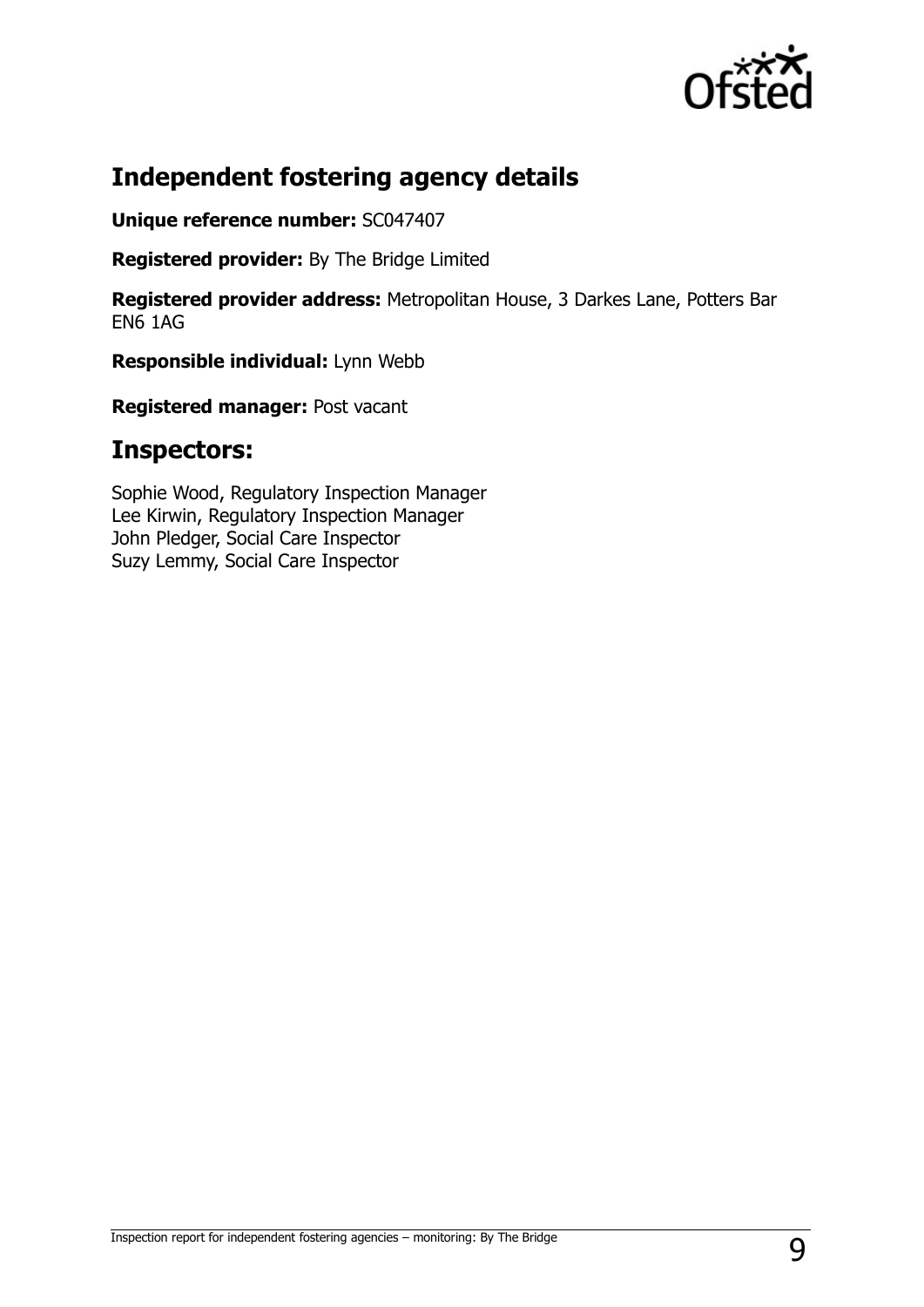## Independent fostering agency details

**Unique reference number:** SC047407

**Registered provider:** By The Bridge Limited

**Registered provider address:** Metropolitan House, 3 Darkes Lane, Potters Bar EN6 1AG

**Responsible individual:** Lynn Webb

**Registered manager:** Post vacant

## Inspectors:

Sophie Wood, Regulatory Inspection Manager
Lee Kirwin, Regulatory Inspection Manager
John Pledger, Social Care Inspector
Suzy Lemmy, Social Care Inspector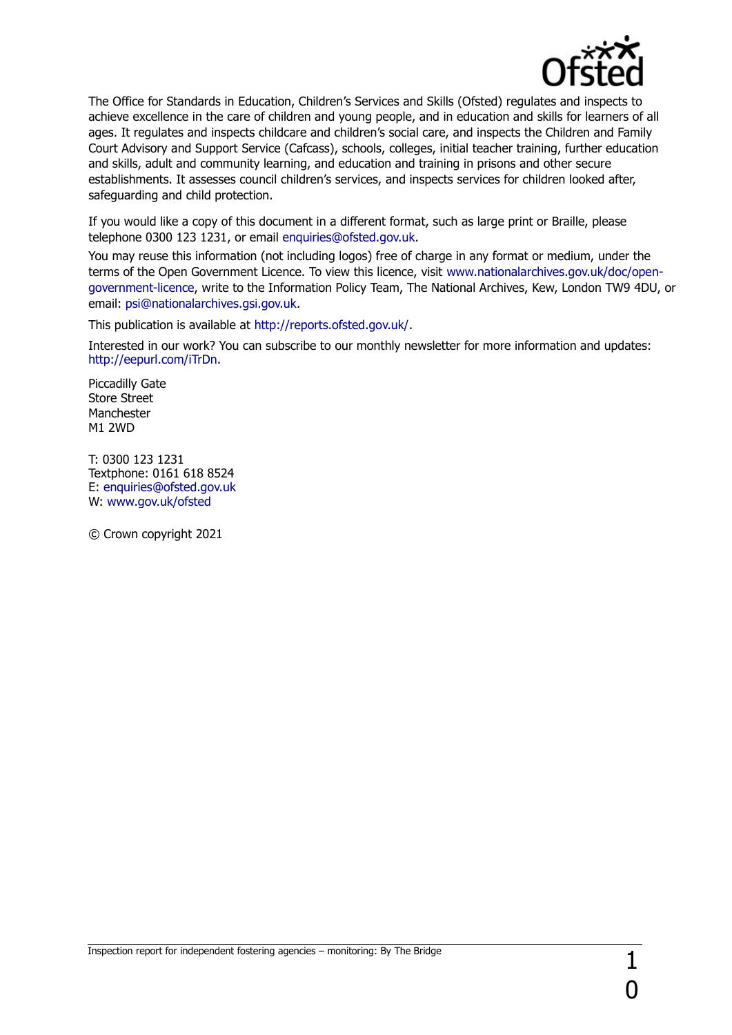The Office for Standards in Education, Children's Services and Skills (Ofsted) regulates and inspects to achieve excellence in the care of children and young people, and in education and skills for learners of all ages. It regulates and inspects childcare and children's social care, and inspects the Children and Family Court Advisory and Support Service (Cafcass), schools, colleges, initial teacher training, further education and skills, adult and community learning, and education and training in prisons and other secure establishments. It assesses council children's services, and inspects services for children looked after, safeguarding and child protection.

If you would like a copy of this document in a different format, such as large print or Braille, please telephone 0300 123 1231, or email enquiries@ofsted.gov.uk.

You may reuse this information (not including logos) free of charge in any format or medium, under the terms of the Open Government Licence. To view this licence, visit www.nationalarchives.gov.uk/doc/open-government-licence, write to the Information Policy Team, The National Archives, Kew, London TW9 4DU, or email: psi@nationalarchives.gsi.gov.uk.

This publication is available at http://reports.ofsted.gov.uk/.

Interested in our work? You can subscribe to our monthly newsletter for more information and updates: http://eepurl.com/iTrDn.

Piccadilly Gate
Store Street
Manchester
M1 2WD

T: 0300 123 1231
Textphone: 0161 618 8524
E: enquiries@ofsted.gov.uk
W: www.gov.uk/ofsted

© Crown copyright 2021